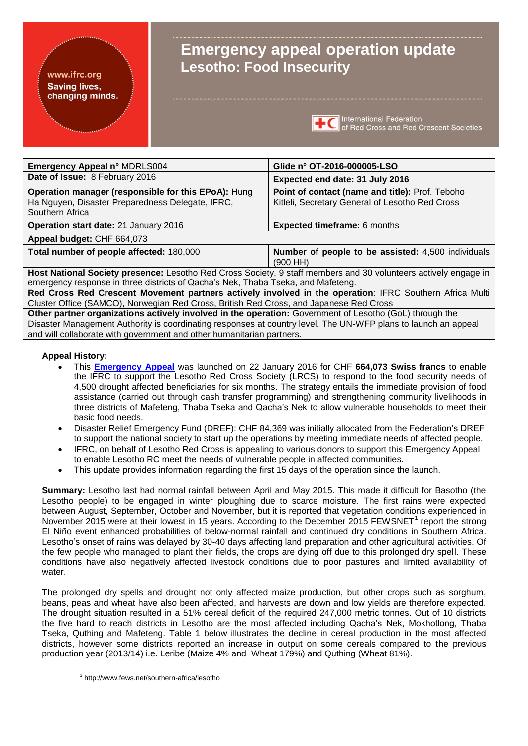# Emergency appeal operation update
## Lesotho: Food Insecurity

www.ifrc.org
Saving lives, changing minds.

International Federation of Red Cross and Red Crescent Societies

| | |
|---|---|
| **Emergency Appeal n° MDRLS004** | **Glide n° OT-2016-000005-LSO** |
| **Date of Issue:** 8 February 2016 | **Expected end date: 31 July 2016** |
| **Operation manager (responsible for this EPoA):** Hung Ha Nguyen, Disaster Preparedness Delegate, IFRC, Southern Africa | **Point of contact (name and title):** Prof. Teboho Kitleli, Secretary General of Lesotho Red Cross |
| **Operation start date:** 21 January 2016 | **Expected timeframe:** 6 months |
| **Appeal budget:** CHF 664,073 | |
| **Total number of people affected:** 180,000 | **Number of people to be assisted:** 4,500 individuals (900 HH) |
| **Host National Society presence:** Lesotho Red Cross Society, 9 staff members and 30 volunteers actively engage in emergency response in three districts of Qacha's Nek, Thaba Tseka, and Mafeteng. | |
| **Red Cross Red Crescent Movement partners actively involved in the operation**: IFRC Southern Africa Multi Cluster Office (SAMCO), Norwegian Red Cross, British Red Cross, and Japanese Red Cross | |
| **Other partner organizations actively involved in the operation:** Government of Lesotho (GoL) through the Disaster Management Authority is coordinating responses at country level. The UN-WFP plans to launch an appeal and will collaborate with government and other humanitarian partners. | |

**Appeal History:**

- This **Emergency Appeal** was launched on 22 January 2016 for CHF **664,073 Swiss francs** to enable the IFRC to support the Lesotho Red Cross Society (LRCS) to respond to the food security needs of 4,500 drought affected beneficiaries for six months. The strategy entails the immediate provision of food assistance (carried out through cash transfer programming) and strengthening community livelihoods in three districts of Mafeteng, Thaba Tseka and Qacha's Nek to allow vulnerable households to meet their basic food needs.
- Disaster Relief Emergency Fund (DREF): CHF 84,369 was initially allocated from the Federation's DREF to support the national society to start up the operations by meeting immediate needs of affected people.
- IFRC, on behalf of Lesotho Red Cross is appealing to various donors to support this Emergency Appeal to enable Lesotho RC meet the needs of vulnerable people in affected communities.
- This update provides information regarding the first 15 days of the operation since the launch.

**Summary:** Lesotho last had normal rainfall between April and May 2015. This made it difficult for Basotho (the Lesotho people) to be engaged in winter ploughing due to scarce moisture. The first rains were expected between August, September, October and November, but it is reported that vegetation conditions experienced in November 2015 were at their lowest in 15 years. According to the December 2015 FEWSNET[1] report the strong El Niño event enhanced probabilities of below-normal rainfall and continued dry conditions in Southern Africa. Lesotho's onset of rains was delayed by 30-40 days affecting land preparation and other agricultural activities. Of the few people who managed to plant their fields, the crops are dying off due to this prolonged dry spell. These conditions have also negatively affected livestock conditions due to poor pastures and limited availability of water.

The prolonged dry spells and drought not only affected maize production, but other crops such as sorghum, beans, peas and wheat have also been affected, and harvests are down and low yields are therefore expected. The drought situation resulted in a 51% cereal deficit of the required 247,000 metric tonnes. Out of 10 districts the five hard to reach districts in Lesotho are the most affected including Qacha's Nek, Mokhotlong, Thaba Tseka, Quthing and Mafeteng. Table 1 below illustrates the decline in cereal production in the most affected districts, however some districts reported an increase in output on some cereals compared to the previous production year (2013/14) i.e. Leribe (Maize 4% and Wheat 179%) and Quthing (Wheat 81%).

[1] http://www.fews.net/southern-africa/lesotho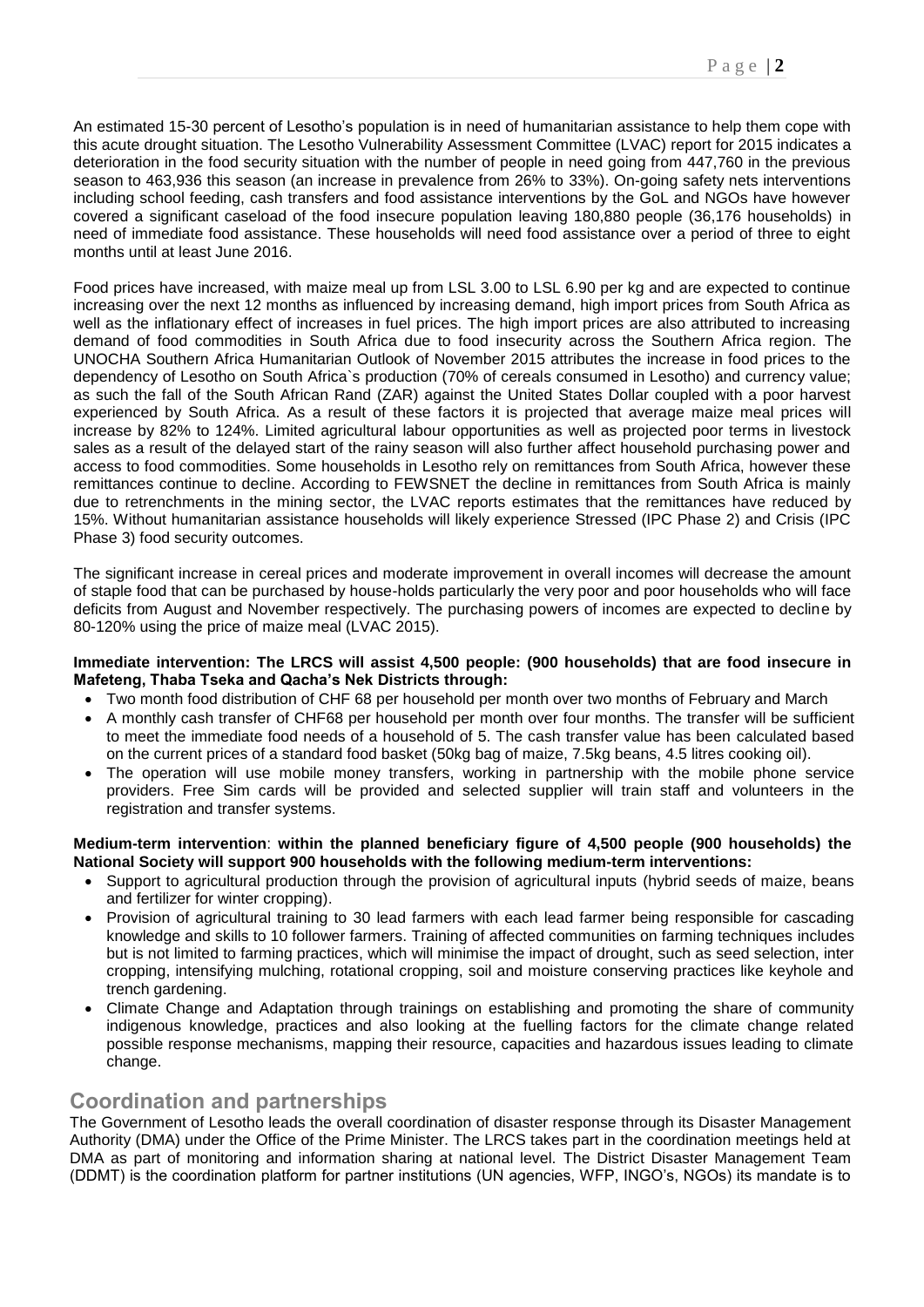An estimated 15-30 percent of Lesotho's population is in need of humanitarian assistance to help them cope with this acute drought situation. The Lesotho Vulnerability Assessment Committee (LVAC) report for 2015 indicates a deterioration in the food security situation with the number of people in need going from 447,760 in the previous season to 463,936 this season (an increase in prevalence from 26% to 33%). On-going safety nets interventions including school feeding, cash transfers and food assistance interventions by the GoL and NGOs have however covered a significant caseload of the food insecure population leaving 180,880 people (36,176 households) in need of immediate food assistance. These households will need food assistance over a period of three to eight months until at least June 2016.

Food prices have increased, with maize meal up from LSL 3.00 to LSL 6.90 per kg and are expected to continue increasing over the next 12 months as influenced by increasing demand, high import prices from South Africa as well as the inflationary effect of increases in fuel prices. The high import prices are also attributed to increasing demand of food commodities in South Africa due to food insecurity across the Southern Africa region. The UNOCHA Southern Africa Humanitarian Outlook of November 2015 attributes the increase in food prices to the dependency of Lesotho on South Africa`s production (70% of cereals consumed in Lesotho) and currency value; as such the fall of the South African Rand (ZAR) against the United States Dollar coupled with a poor harvest experienced by South Africa. As a result of these factors it is projected that average maize meal prices will increase by 82% to 124%. Limited agricultural labour opportunities as well as projected poor terms in livestock sales as a result of the delayed start of the rainy season will also further affect household purchasing power and access to food commodities. Some households in Lesotho rely on remittances from South Africa, however these remittances continue to decline. According to FEWSNET the decline in remittances from South Africa is mainly due to retrenchments in the mining sector, the LVAC reports estimates that the remittances have reduced by 15%. Without humanitarian assistance households will likely experience Stressed (IPC Phase 2) and Crisis (IPC Phase 3) food security outcomes.

The significant increase in cereal prices and moderate improvement in overall incomes will decrease the amount of staple food that can be purchased by house-holds particularly the very poor and poor households who will face deficits from August and November respectively. The purchasing powers of incomes are expected to decline by 80-120% using the price of maize meal (LVAC 2015).

**Immediate intervention: The LRCS will assist 4,500 people: (900 households) that are food insecure in Mafeteng, Thaba Tseka and Qacha's Nek Districts through:**

- Two month food distribution of CHF 68 per household per month over two months of February and March
- A monthly cash transfer of CHF68 per household per month over four months. The transfer will be sufficient to meet the immediate food needs of a household of 5. The cash transfer value has been calculated based on the current prices of a standard food basket (50kg bag of maize, 7.5kg beans, 4.5 litres cooking oil).
- The operation will use mobile money transfers, working in partnership with the mobile phone service providers. Free Sim cards will be provided and selected supplier will train staff and volunteers in the registration and transfer systems.

**Medium-term intervention**: **within the planned beneficiary figure of 4,500 people (900 households) the National Society will support 900 households with the following medium-term interventions:**

- Support to agricultural production through the provision of agricultural inputs (hybrid seeds of maize, beans and fertilizer for winter cropping).
- Provision of agricultural training to 30 lead farmers with each lead farmer being responsible for cascading knowledge and skills to 10 follower farmers. Training of affected communities on farming techniques includes but is not limited to farming practices, which will minimise the impact of drought, such as seed selection, inter cropping, intensifying mulching, rotational cropping, soil and moisture conserving practices like keyhole and trench gardening.
- Climate Change and Adaptation through trainings on establishing and promoting the share of community indigenous knowledge, practices and also looking at the fuelling factors for the climate change related possible response mechanisms, mapping their resource, capacities and hazardous issues leading to climate change.

## Coordination and partnerships

The Government of Lesotho leads the overall coordination of disaster response through its Disaster Management Authority (DMA) under the Office of the Prime Minister. The LRCS takes part in the coordination meetings held at DMA as part of monitoring and information sharing at national level. The District Disaster Management Team (DDMT) is the coordination platform for partner institutions (UN agencies, WFP, INGO's, NGOs) its mandate is to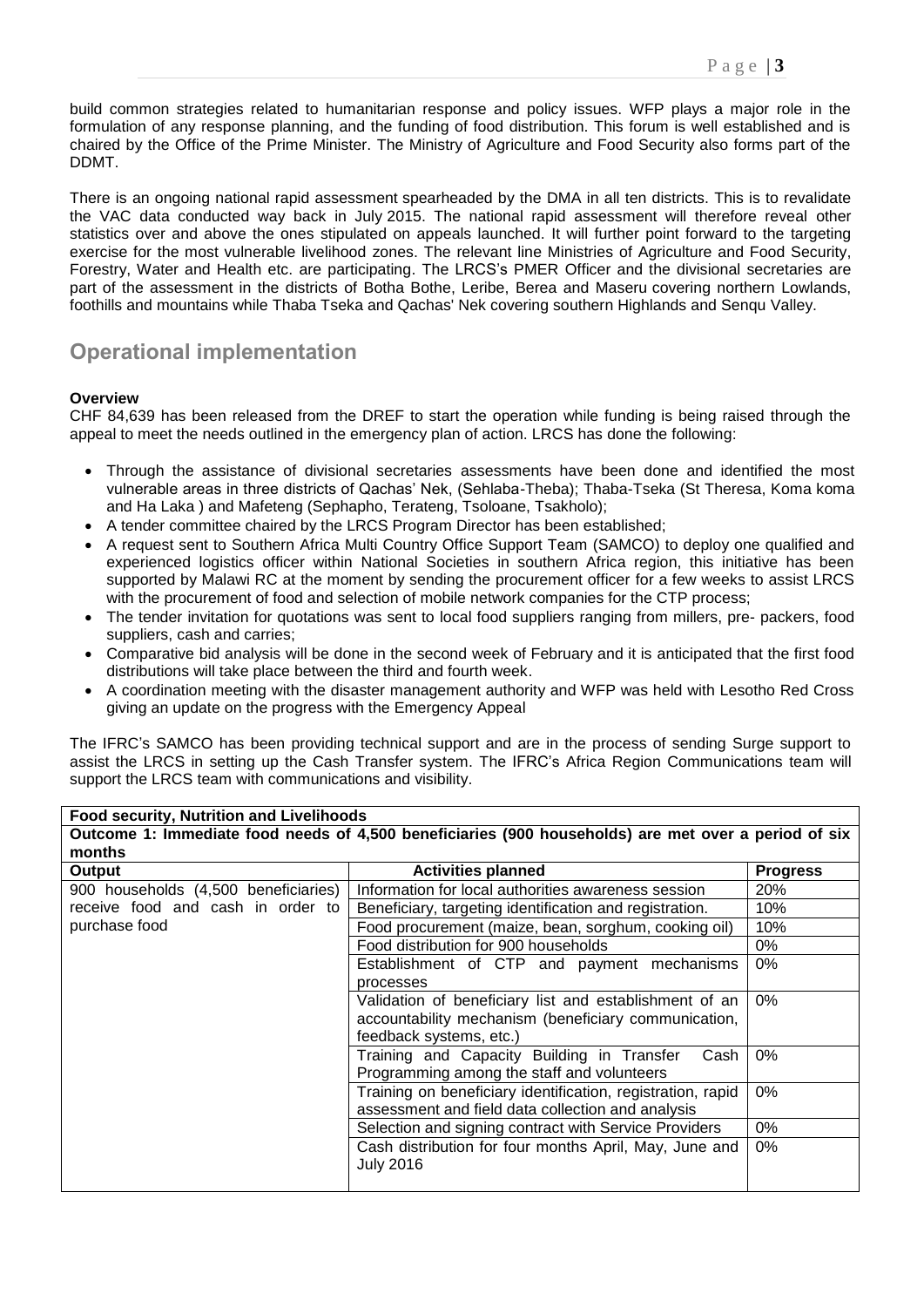build common strategies related to humanitarian response and policy issues. WFP plays a major role in the formulation of any response planning, and the funding of food distribution. This forum is well established and is chaired by the Office of the Prime Minister. The Ministry of Agriculture and Food Security also forms part of the DDMT.

There is an ongoing national rapid assessment spearheaded by the DMA in all ten districts. This is to revalidate the VAC data conducted way back in July 2015. The national rapid assessment will therefore reveal other statistics over and above the ones stipulated on appeals launched. It will further point forward to the targeting exercise for the most vulnerable livelihood zones. The relevant line Ministries of Agriculture and Food Security, Forestry, Water and Health etc. are participating. The LRCS's PMER Officer and the divisional secretaries are part of the assessment in the districts of Botha Bothe, Leribe, Berea and Maseru covering northern Lowlands, foothills and mountains while Thaba Tseka and Qachas' Nek covering southern Highlands and Senqu Valley.

## Operational implementation

**Overview**

CHF 84,639 has been released from the DREF to start the operation while funding is being raised through the appeal to meet the needs outlined in the emergency plan of action. LRCS has done the following:

- Through the assistance of divisional secretaries assessments have been done and identified the most vulnerable areas in three districts of Qachas' Nek, (Sehlaba-Theba); Thaba-Tseka (St Theresa, Koma koma and Ha Laka ) and Mafeteng (Sephapho, Terateng, Tsoloane, Tsakholo);
- A tender committee chaired by the LRCS Program Director has been established;
- A request sent to Southern Africa Multi Country Office Support Team (SAMCO) to deploy one qualified and experienced logistics officer within National Societies in southern Africa region, this initiative has been supported by Malawi RC at the moment by sending the procurement officer for a few weeks to assist LRCS with the procurement of food and selection of mobile network companies for the CTP process;
- The tender invitation for quotations was sent to local food suppliers ranging from millers, pre- packers, food suppliers, cash and carries;
- Comparative bid analysis will be done in the second week of February and it is anticipated that the first food distributions will take place between the third and fourth week.
- A coordination meeting with the disaster management authority and WFP was held with Lesotho Red Cross giving an update on the progress with the Emergency Appeal

The IFRC's SAMCO has been providing technical support and are in the process of sending Surge support to assist the LRCS in setting up the Cash Transfer system. The IFRC's Africa Region Communications team will support the LRCS team with communications and visibility.

| **Food security, Nutrition and Livelihoods** | | |
|---|---|---|
| **Outcome 1: Immediate food needs of 4,500 beneficiaries (900 households) are met over a period of six months** | | |
| **Output** | **Activities planned** | **Progress** |
| 900 households (4,500 beneficiaries) receive food and cash in order to purchase food | Information for local authorities awareness session | 20% |
| | Beneficiary, targeting identification and registration. | 10% |
| | Food procurement (maize, bean, sorghum, cooking oil) | 10% |
| | Food distribution for 900 households | 0% |
| | Establishment of CTP and payment mechanisms processes | 0% |
| | Validation of beneficiary list and establishment of an accountability mechanism (beneficiary communication, feedback systems, etc.) | 0% |
| | Training and Capacity Building in Transfer Cash Programming among the staff and volunteers | 0% |
| | Training on beneficiary identification, registration, rapid assessment and field data collection and analysis | 0% |
| | Selection and signing contract with Service Providers | 0% |
| | Cash distribution for four months April, May, June and July 2016 | 0% |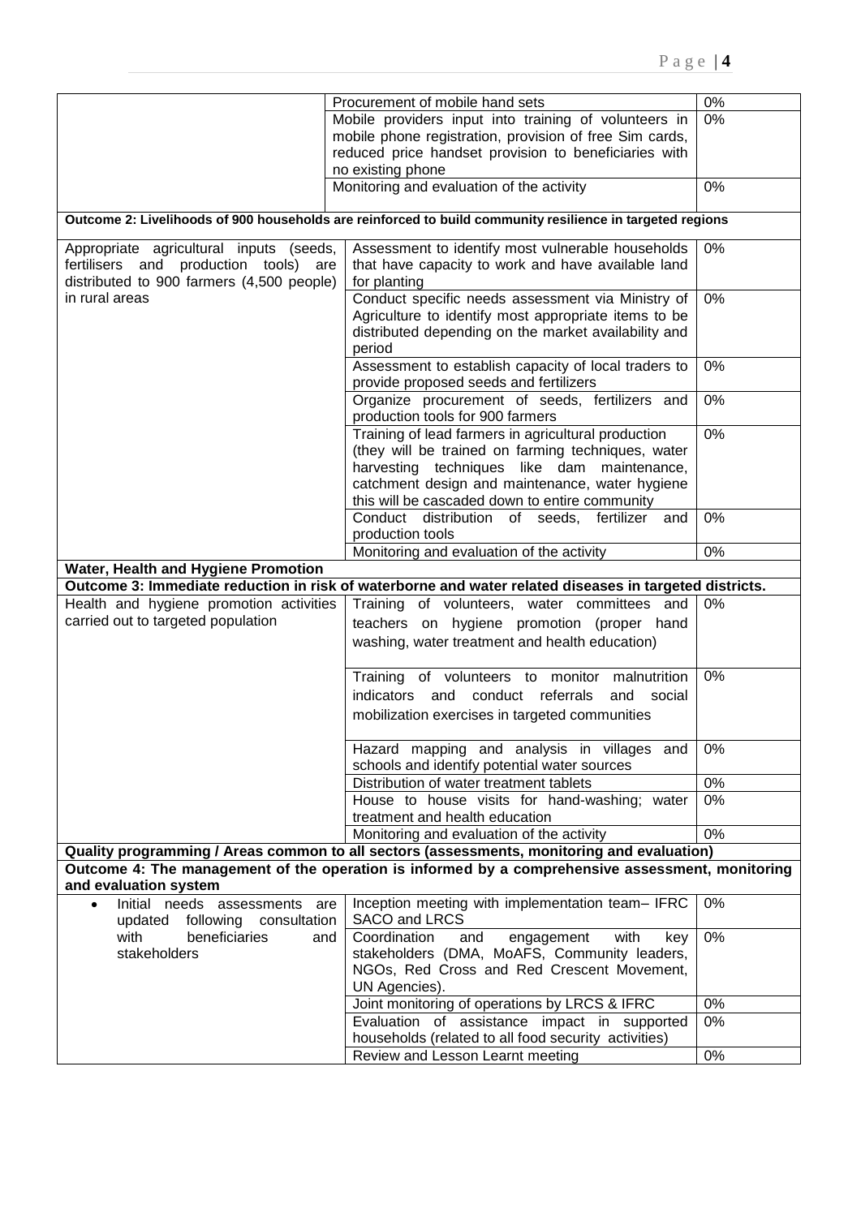| | | |
|---|---|---|
| | Procurement of mobile hand sets | 0% |
| | Mobile providers input into training of volunteers in mobile phone registration, provision of free Sim cards, reduced price handset provision to beneficiaries with no existing phone | 0% |
| | Monitoring and evaluation of the activity | 0% |
| **Outcome 2: Livelihoods of 900 households are reinforced to build community resilience in targeted regions** | | |
| Appropriate agricultural inputs (seeds, fertilisers and production tools) are distributed to 900 farmers (4,500 people) in rural areas | Assessment to identify most vulnerable households that have capacity to work and have available land for planting | 0% |
| | Conduct specific needs assessment via Ministry of Agriculture to identify most appropriate items to be distributed depending on the market availability and period | 0% |
| | Assessment to establish capacity of local traders to provide proposed seeds and fertilizers | 0% |
| | Organize procurement of seeds, fertilizers and production tools for 900 farmers | 0% |
| | Training of lead farmers in agricultural production (they will be trained on farming techniques, water harvesting techniques like dam maintenance, catchment design and maintenance, water hygiene this will be cascaded down to entire community | 0% |
| | Conduct distribution of seeds, fertilizer and production tools | 0% |
| | Monitoring and evaluation of the activity | 0% |
| **Water, Health and Hygiene Promotion** | | |
| **Outcome 3: Immediate reduction in risk of waterborne and water related diseases in targeted districts.** | | |
| Health and hygiene promotion activities carried out to targeted population | Training of volunteers, water committees and teachers on hygiene promotion (proper hand washing, water treatment and health education) | 0% |
| | Training of volunteers to monitor malnutrition indicators and conduct referrals and social mobilization exercises in targeted communities | 0% |
| | Hazard mapping and analysis in villages and schools and identify potential water sources | 0% |
| | Distribution of water treatment tablets | 0% |
| | House to house visits for hand-washing; water treatment and health education | 0% |
| | Monitoring and evaluation of the activity | 0% |
| **Quality programming / Areas common to all sectors (assessments, monitoring and evaluation)** | | |
| **Outcome 4: The management of the operation is informed by a comprehensive assessment, monitoring and evaluation system** | | |
| • Initial needs assessments are updated following consultation with beneficiaries and stakeholders | Inception meeting with implementation team– IFRC SACO and LRCS | 0% |
| | Coordination and engagement with key stakeholders (DMA, MoAFS, Community leaders, NGOs, Red Cross and Red Crescent Movement, UN Agencies). | 0% |
| | Joint monitoring of operations by LRCS & IFRC | 0% |
| | Evaluation of assistance impact in supported households (related to all food security activities) | 0% |
| | Review and Lesson Learnt meeting | 0% |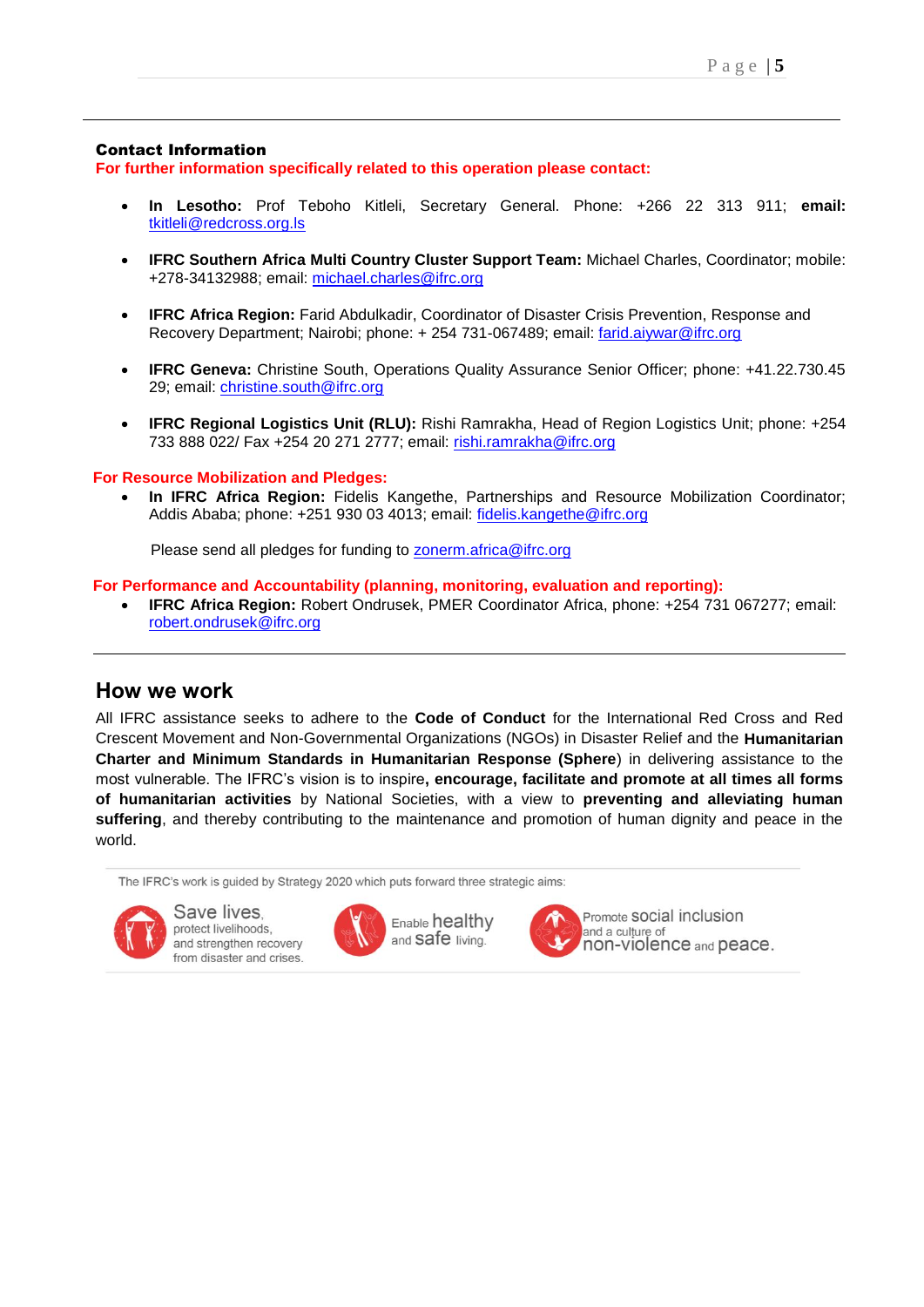**Contact Information**

**For further information specifically related to this operation please contact:**

- **In Lesotho:** Prof Teboho Kitleli, Secretary General. Phone: +266 22 313 911; **email:** tkitleli@redcross.org.ls
- **IFRC Southern Africa Multi Country Cluster Support Team:** Michael Charles, Coordinator; mobile: +278-34132988; email: michael.charles@ifrc.org
- **IFRC Africa Region:** Farid Abdulkadir, Coordinator of Disaster Crisis Prevention, Response and Recovery Department; Nairobi; phone: + 254 731-067489; email: farid.aiywar@ifrc.org
- **IFRC Geneva:** Christine South, Operations Quality Assurance Senior Officer; phone: +41.22.730.45 29; email: christine.south@ifrc.org
- **IFRC Regional Logistics Unit (RLU):** Rishi Ramrakha, Head of Region Logistics Unit; phone: +254 733 888 022/ Fax +254 20 271 2777; email: rishi.ramrakha@ifrc.org

**For Resource Mobilization and Pledges:**

- **In IFRC Africa Region:** Fidelis Kangethe, Partnerships and Resource Mobilization Coordinator; Addis Ababa; phone: +251 930 03 4013; email: fidelis.kangethe@ifrc.org

Please send all pledges for funding to zonerm.africa@ifrc.org

**For Performance and Accountability (planning, monitoring, evaluation and reporting):**

- **IFRC Africa Region:** Robert Ondrusek, PMER Coordinator Africa, phone: +254 731 067277; email: robert.ondrusek@ifrc.org

## How we work

All IFRC assistance seeks to adhere to the **Code of Conduct** for the International Red Cross and Red Crescent Movement and Non-Governmental Organizations (NGOs) in Disaster Relief and the **Humanitarian Charter and Minimum Standards in Humanitarian Response (Sphere**) in delivering assistance to the most vulnerable. The IFRC's vision is to inspire**, encourage, facilitate and promote at all times all forms of humanitarian activities** by National Societies, with a view to **preventing and alleviating human suffering**, and thereby contributing to the maintenance and promotion of human dignity and peace in the world.

The IFRC's work is guided by Strategy 2020 which puts forward three strategic aims:

Save lives, protect livelihoods, and strengthen recovery from disaster and crises.

Enable healthy and safe living.

Promote social inclusion and a culture of non-violence and peace.